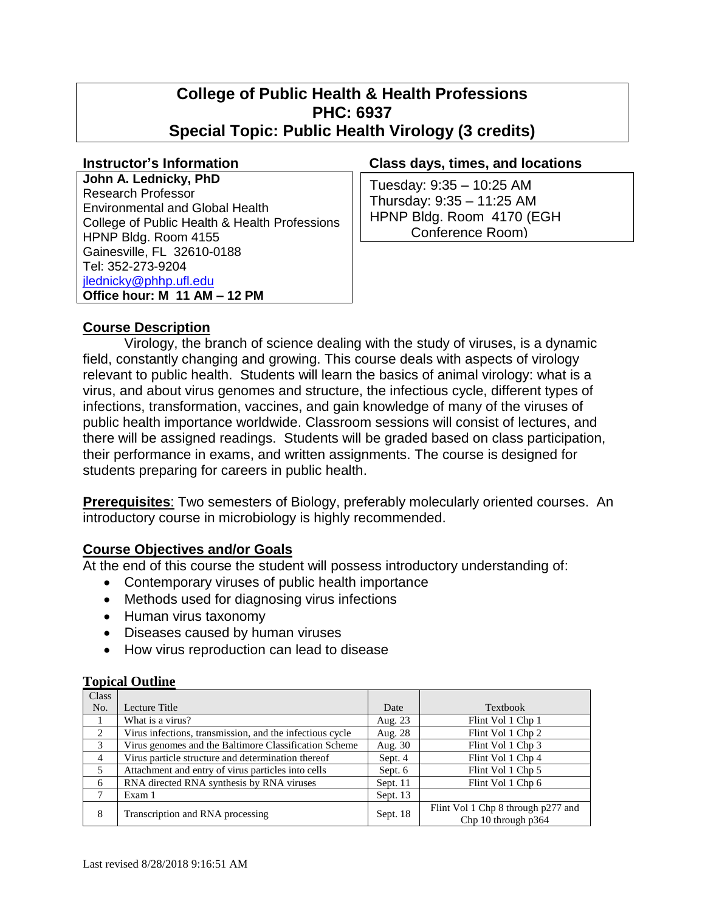# College of Public Health & Health Professions
# PHC: 6937
# Special Topic: Public Health Virology (3 credits)

### Instructor's Information

**John A. Lednicky, PhD**
Research Professor
Environmental and Global Health
College of Public Health & Health Professions
HPNP Bldg. Room 4155
Gainesville, FL 32610-0188
Tel: 352-273-9204
jlednicky@phhp.ufl.edu
**Office hour: M 11 AM – 12 PM**

### Class days, times, and locations

Tuesday: 9:35 – 10:25 AM
Thursday: 9:35 – 11:25 AM
HPNP Bldg. Room 4170 (EGH Conference Room)

## Course Description

Virology, the branch of science dealing with the study of viruses, is a dynamic field, constantly changing and growing. This course deals with aspects of virology relevant to public health. Students will learn the basics of animal virology: what is a virus, and about virus genomes and structure, the infectious cycle, different types of infections, transformation, vaccines, and gain knowledge of many of the viruses of public health importance worldwide. Classroom sessions will consist of lectures, and there will be assigned readings. Students will be graded based on class participation, their performance in exams, and written assignments. The course is designed for students preparing for careers in public health.

**Prerequisites**: Two semesters of Biology, preferably molecularly oriented courses. An introductory course in microbiology is highly recommended.

## Course Objectives and/or Goals

At the end of this course the student will possess introductory understanding of:

- Contemporary viruses of public health importance
- Methods used for diagnosing virus infections
- Human virus taxonomy
- Diseases caused by human viruses
- How virus reproduction can lead to disease

## Topical Outline

| Class No. | Lecture Title | Date | Textbook |
|---|---|---|---|
| 1 | What is a virus? | Aug. 23 | Flint Vol 1 Chp 1 |
| 2 | Virus infections, transmission, and the infectious cycle | Aug. 28 | Flint Vol 1 Chp 2 |
| 3 | Virus genomes and the Baltimore Classification Scheme | Aug. 30 | Flint Vol 1 Chp 3 |
| 4 | Virus particle structure and determination thereof | Sept. 4 | Flint Vol 1 Chp 4 |
| 5 | Attachment and entry of virus particles into cells | Sept. 6 | Flint Vol 1 Chp 5 |
| 6 | RNA directed RNA synthesis by RNA viruses | Sept. 11 | Flint Vol 1 Chp 6 |
| 7 | Exam 1 | Sept. 13 | |
| 8 | Transcription and RNA processing | Sept. 18 | Flint Vol 1 Chp 8 through p277 and Chp 10 through p364 |

Last revised 8/28/2018 9:16:51 AM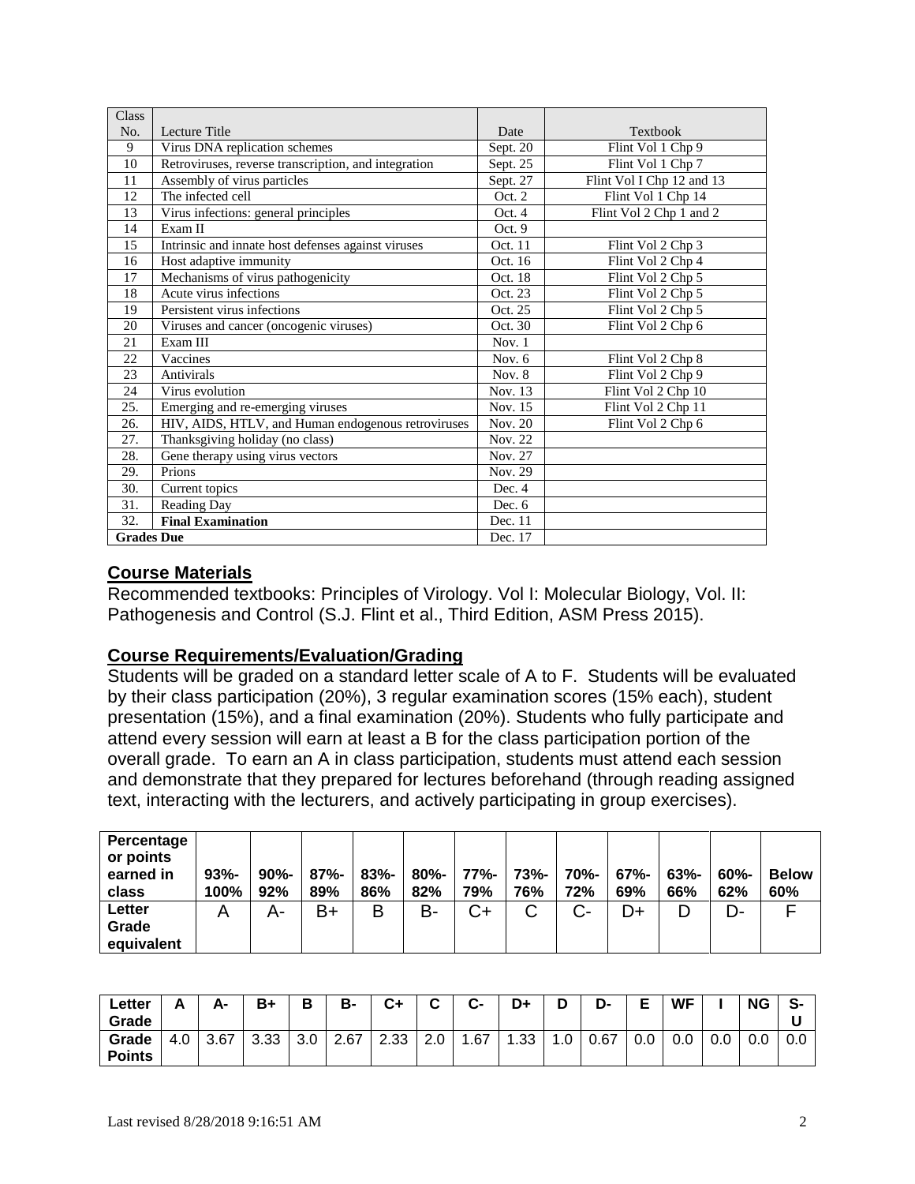| Class No. | Lecture Title | Date | Textbook |
|---|---|---|---|
| 9 | Virus DNA replication schemes | Sept. 20 | Flint Vol 1 Chp 9 |
| 10 | Retroviruses, reverse transcription, and integration | Sept. 25 | Flint Vol 1 Chp 7 |
| 11 | Assembly of virus particles | Sept. 27 | Flint Vol I Chp 12 and 13 |
| 12 | The infected cell | Oct. 2 | Flint Vol 1 Chp 14 |
| 13 | Virus infections: general principles | Oct. 4 | Flint Vol 2 Chp 1 and 2 |
| 14 | Exam II | Oct. 9 | |
| 15 | Intrinsic and innate host defenses against viruses | Oct. 11 | Flint Vol 2 Chp 3 |
| 16 | Host adaptive immunity | Oct. 16 | Flint Vol 2 Chp 4 |
| 17 | Mechanisms of virus pathogenicity | Oct. 18 | Flint Vol 2 Chp 5 |
| 18 | Acute virus infections | Oct. 23 | Flint Vol 2 Chp 5 |
| 19 | Persistent virus infections | Oct. 25 | Flint Vol 2 Chp 5 |
| 20 | Viruses and cancer (oncogenic viruses) | Oct. 30 | Flint Vol 2 Chp 6 |
| 21 | Exam III | Nov. 1 | |
| 22 | Vaccines | Nov. 6 | Flint Vol 2 Chp 8 |
| 23 | Antivirals | Nov. 8 | Flint Vol 2 Chp 9 |
| 24 | Virus evolution | Nov. 13 | Flint Vol 2 Chp 10 |
| 25. | Emerging and re-emerging viruses | Nov. 15 | Flint Vol 2 Chp 11 |
| 26. | HIV, AIDS, HTLV, and Human endogenous retroviruses | Nov. 20 | Flint Vol 2 Chp 6 |
| 27. | Thanksgiving holiday (no class) | Nov. 22 | |
| 28. | Gene therapy using virus vectors | Nov. 27 | |
| 29. | Prions | Nov. 29 | |
| 30. | Current topics | Dec. 4 | |
| 31. | Reading Day | Dec. 6 | |
| 32. | **Final Examination** | Dec. 11 | |
| **Grades Due** | | Dec. 17 | |

## Course Materials

Recommended textbooks: Principles of Virology. Vol I: Molecular Biology, Vol. II: Pathogenesis and Control (S.J. Flint et al., Third Edition, ASM Press 2015).

## Course Requirements/Evaluation/Grading

Students will be graded on a standard letter scale of A to F. Students will be evaluated by their class participation (20%), 3 regular examination scores (15% each), student presentation (15%), and a final examination (20%). Students who fully participate and attend every session will earn at least a B for the class participation portion of the overall grade. To earn an A in class participation, students must attend each session and demonstrate that they prepared for lectures beforehand (through reading assigned text, interacting with the lecturers, and actively participating in group exercises).

| **Percentage or points earned in class** | **93%-100%** | **90%-92%** | **87%-89%** | **83%-86%** | **80%-82%** | **77%-79%** | **73%-76%** | **70%-72%** | **67%-69%** | **63%-66%** | **60%-62%** | **Below 60%** |
|---|---|---|---|---|---|---|---|---|---|---|---|---|
| **Letter Grade equivalent** | A | A- | B+ | B | B- | C+ | C | C- | D+ | D | D- | F |

| **Letter Grade** | **A** | **A-** | **B+** | **B** | **B-** | **C+** | **C** | **C-** | **D+** | **D** | **D-** | **E** | **WF** | **I** | **NG** | **S-U** |
|---|---|---|---|---|---|---|---|---|---|---|---|---|---|---|---|---|
| **Grade Points** | 4.0 | 3.67 | 3.33 | 3.0 | 2.67 | 2.33 | 2.0 | 1.67 | 1.33 | 1.0 | 0.67 | 0.0 | 0.0 | 0.0 | 0.0 | 0.0 |

Last revised 8/28/2018 9:16:51 AM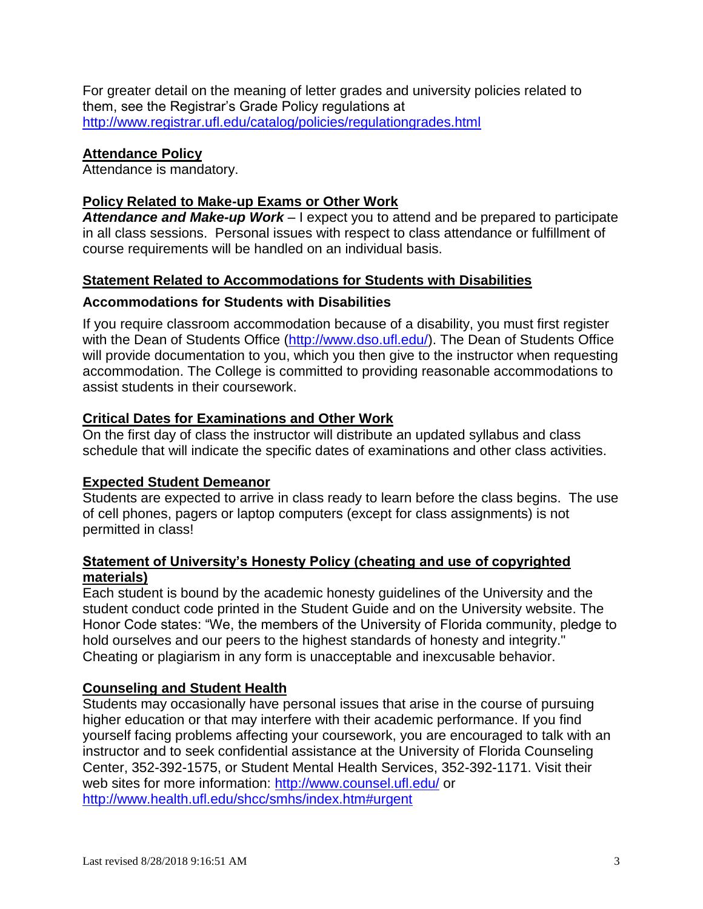For greater detail on the meaning of letter grades and university policies related to them, see the Registrar's Grade Policy regulations at http://www.registrar.ufl.edu/catalog/policies/regulationgrades.html

## Attendance Policy

Attendance is mandatory.

## Policy Related to Make-up Exams or Other Work

***Attendance and Make-up Work*** – I expect you to attend and be prepared to participate in all class sessions. Personal issues with respect to class attendance or fulfillment of course requirements will be handled on an individual basis.

## Statement Related to Accommodations for Students with Disabilities

### Accommodations for Students with Disabilities

If you require classroom accommodation because of a disability, you must first register with the Dean of Students Office (http://www.dso.ufl.edu/). The Dean of Students Office will provide documentation to you, which you then give to the instructor when requesting accommodation. The College is committed to providing reasonable accommodations to assist students in their coursework.

## Critical Dates for Examinations and Other Work

On the first day of class the instructor will distribute an updated syllabus and class schedule that will indicate the specific dates of examinations and other class activities.

## Expected Student Demeanor

Students are expected to arrive in class ready to learn before the class begins. The use of cell phones, pagers or laptop computers (except for class assignments) is not permitted in class!

## Statement of University's Honesty Policy (cheating and use of copyrighted materials)

Each student is bound by the academic honesty guidelines of the University and the student conduct code printed in the Student Guide and on the University website. The Honor Code states: "We, the members of the University of Florida community, pledge to hold ourselves and our peers to the highest standards of honesty and integrity." Cheating or plagiarism in any form is unacceptable and inexcusable behavior.

## Counseling and Student Health

Students may occasionally have personal issues that arise in the course of pursuing higher education or that may interfere with their academic performance. If you find yourself facing problems affecting your coursework, you are encouraged to talk with an instructor and to seek confidential assistance at the University of Florida Counseling Center, 352-392-1575, or Student Mental Health Services, 352-392-1171. Visit their web sites for more information: http://www.counsel.ufl.edu/ or http://www.health.ufl.edu/shcc/smhs/index.htm#urgent

Last revised 8/28/2018 9:16:51 AM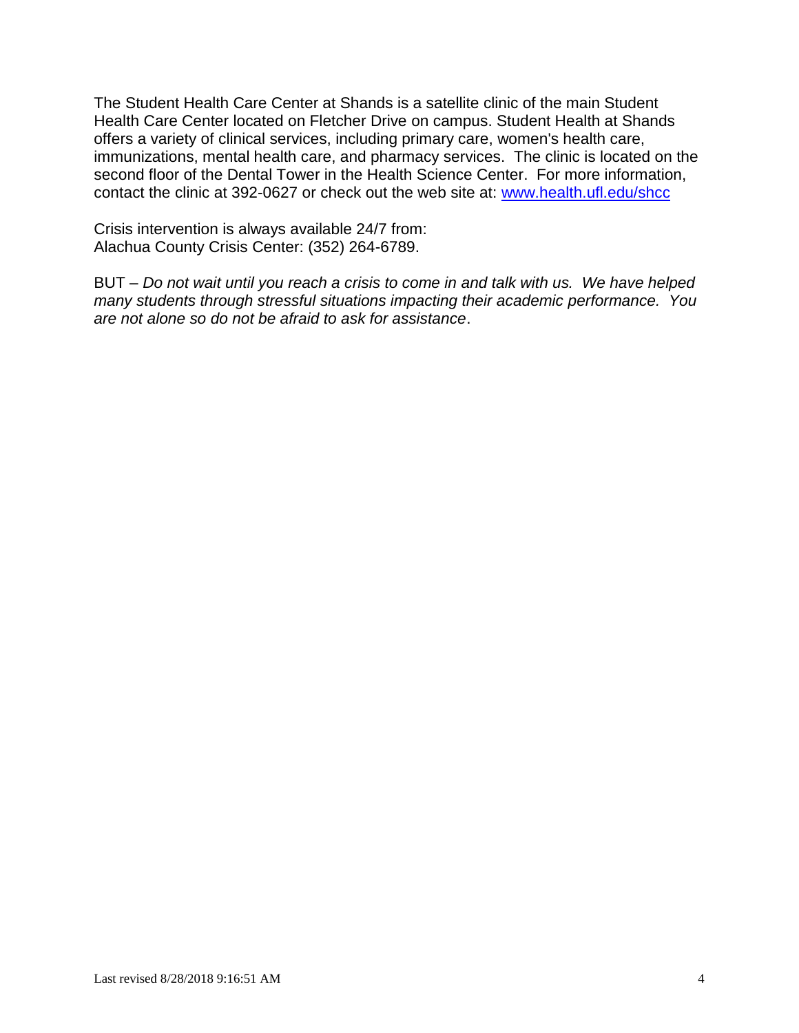The Student Health Care Center at Shands is a satellite clinic of the main Student Health Care Center located on Fletcher Drive on campus. Student Health at Shands offers a variety of clinical services, including primary care, women's health care, immunizations, mental health care, and pharmacy services. The clinic is located on the second floor of the Dental Tower in the Health Science Center. For more information, contact the clinic at 392-0627 or check out the web site at: [www.health.ufl.edu/shcc](http://www.health.ufl.edu/shcc)

Crisis intervention is always available 24/7 from:
Alachua County Crisis Center: (352) 264-6789.

BUT – *Do not wait until you reach a crisis to come in and talk with us. We have helped many students through stressful situations impacting their academic performance. You are not alone so do not be afraid to ask for assistance*.